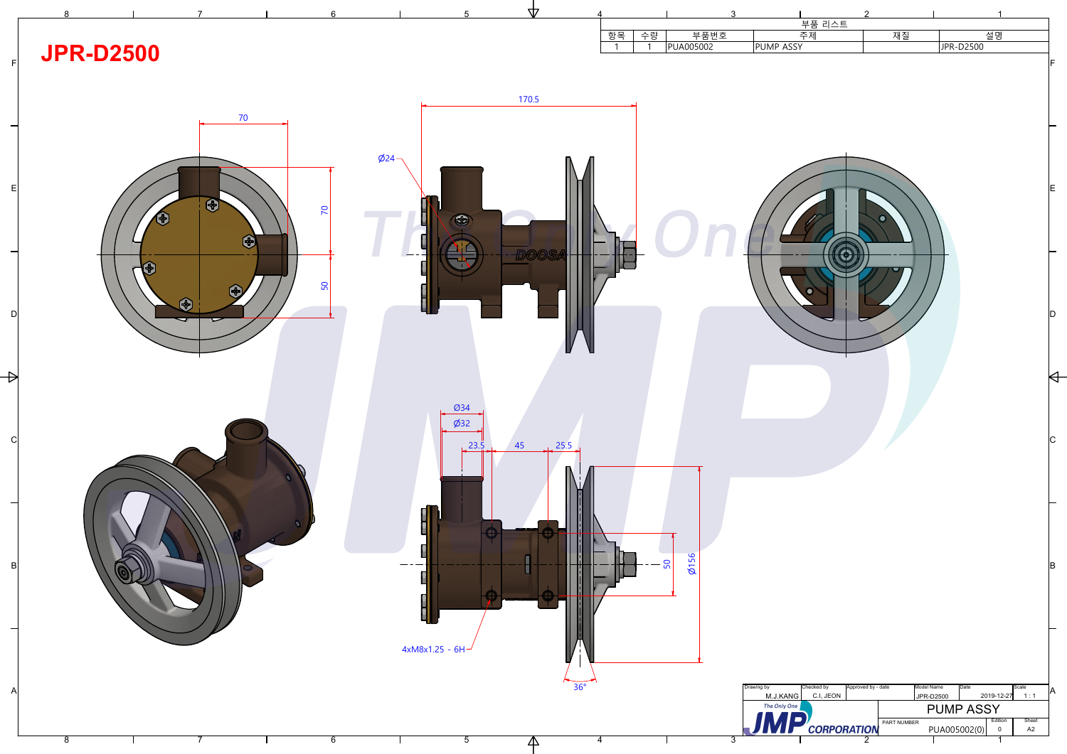# JPR-D2500

| 부품 리스트 | | | | | |
|---|---|---|---|---|---|
| 항목 | 수량 | 부품번호 | 주제 | 재질 | 설명 |
| 1 | 1 | PUA005002 | PUMP ASSY | | JPR-D2500 |

70

170.5

Ø24

70

50

Ø34

Ø32

23.5

45

25.5

50

Ø156

4xM8x1.25 - 6H

36°

| Drawing by | Checked by | Approved by - date | Model Name | Date | Scale |
|---|---|---|---|---|---|
| M.J.KANG | C.I. JEON | | JPR-D2500 | 2019-12-27 | 1 : 1 |

The Only One JMP CORPORATION

PUMP ASSY

| PART NUMBER | Edition | Sheet |
|---|---|---|
| PUA005002(0) | 0 | A2 |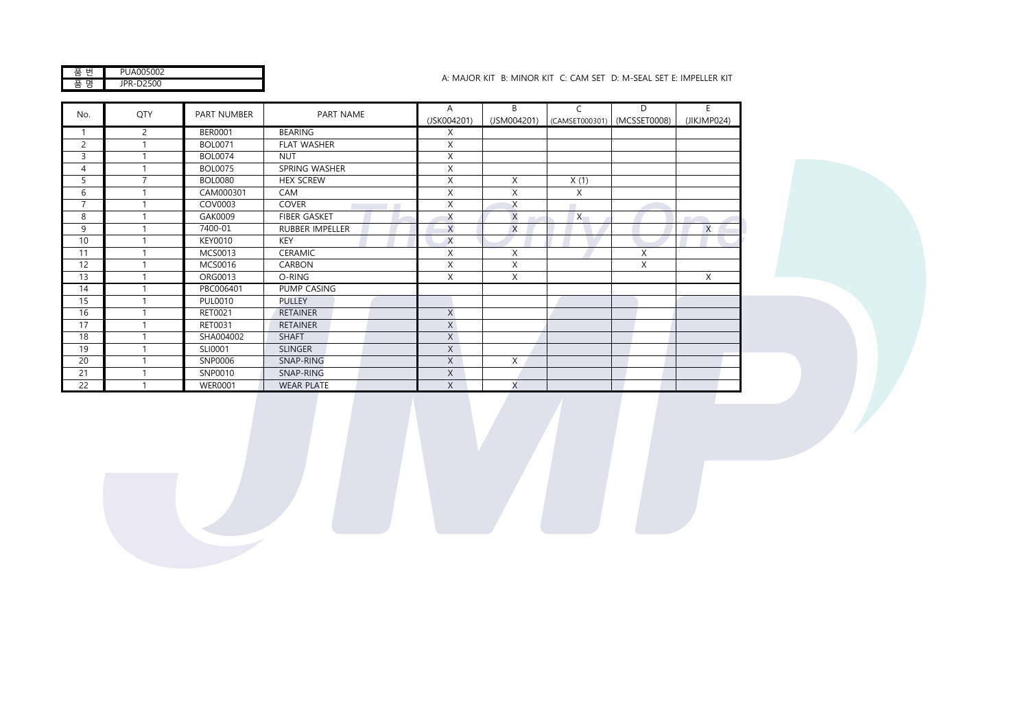| 품 번 | PUA005002 |
|---|---|
| 품 명 | JPR-D2500 |

A: MAJOR KIT B: MINOR KIT C: CAM SET D: M-SEAL SET E: IMPELLER KIT

| No. | QTY | PART NUMBER | PART NAME | A (JSK004201) | B (JSM004201) | C (CAMSET000301) | D (MCSSET0008) | E (JIKJMP024) |
|---|---|---|---|---|---|---|---|---|
| 1 | 2 | BER0001 | BEARING | X | | | | |
| 2 | 1 | BOL0071 | FLAT WASHER | X | | | | |
| 3 | 1 | BOL0074 | NUT | X | | | | |
| 4 | 1 | BOL0075 | SPRING WASHER | X | | | | |
| 5 | 7 | BOL0080 | HEX SCREW | X | X | X (1) | | |
| 6 | 1 | CAM000301 | CAM | X | X | X | | |
| 7 | 1 | COV0003 | COVER | X | X | | | |
| 8 | 1 | GAK0009 | FIBER GASKET | X | X | X | | |
| 9 | 1 | 7400-01 | RUBBER IMPELLER | X | X | | | X |
| 10 | 1 | KEY0010 | KEY | X | | | | |
| 11 | 1 | MCS0013 | CERAMIC | X | X | | X | |
| 12 | 1 | MCS0016 | CARBON | X | X | | X | |
| 13 | 1 | ORG0013 | O-RING | X | X | | | X |
| 14 | 1 | PBC006401 | PUMP CASING | | | | | |
| 15 | 1 | PUL0010 | PULLEY | | | | | |
| 16 | 1 | RET0021 | RETAINER | X | | | | |
| 17 | 1 | RET0031 | RETAINER | X | | | | |
| 18 | 1 | SHA004002 | SHAFT | X | | | | |
| 19 | 1 | SLI0001 | SLINGER | X | | | | |
| 20 | 1 | SNP0006 | SNAP-RING | X | X | | | |
| 21 | 1 | SNP0010 | SNAP-RING | X | | | | |
| 22 | 1 | WER0001 | WEAR PLATE | X | X | | | |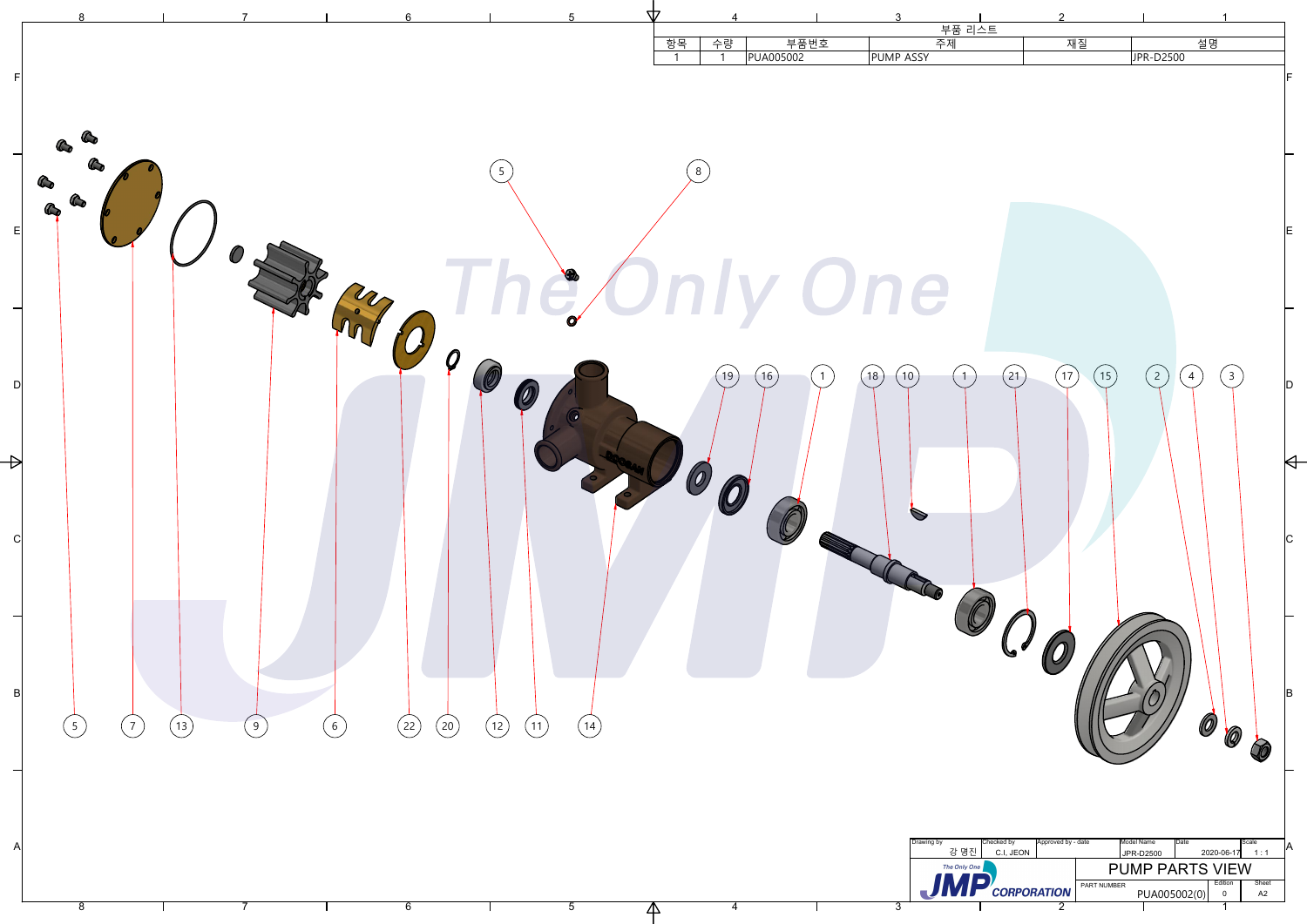부품 리스트

| 항목 | 수량 | 부품번호 | 주제 | 재질 | 설명 |
|---|---|---|---|---|---|
| 1 | 1 | PUA005002 | PUMP ASSY | | JPR-D2500 |

5 8

19 16 1 18 10 1 21 17 15 2 4 3

5 7 13 9 6 22 20 12 11 14

| Drawing by | Checked by | Approved by - date | Model Name | Date | Scale |
|---|---|---|---|---|---|
| 강 명진 | C.I. JEON | | JPR-D2500 | 2020-06-17 | 1 : 1 |

The Only One JMP CORPORATION

PUMP PARTS VIEW

| PART NUMBER | Edition | Sheet |
|---|---|---|
| PUA005002(0) | 0 | A2 |